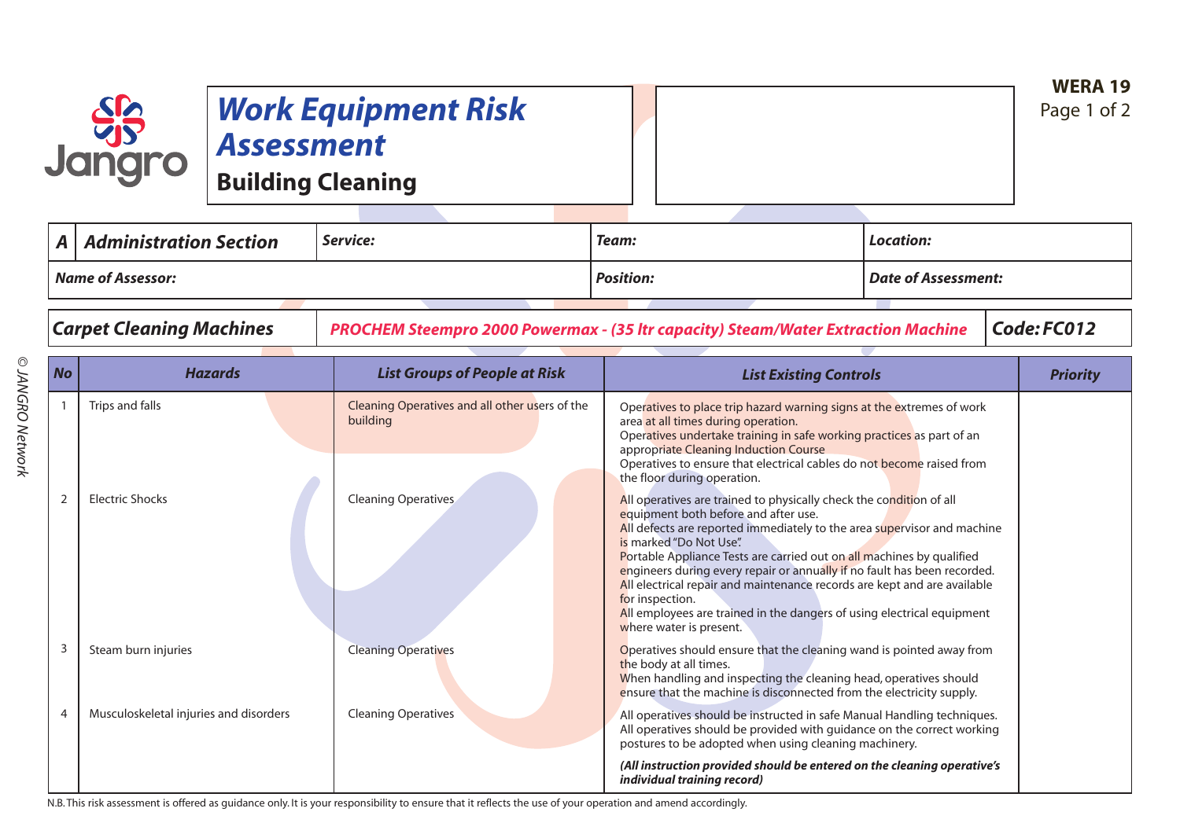# Work Equipment Risk Assessment

## Building Cleaning

**WERA 19**

| **A** | **Administration Section** | **Service:** | **Team:** | **Location:** |
|---|---|---|---|---|
| **Name of Assessor:** | | | **Position:** | **Date of Assessment:** |

| **Carpet Cleaning Machines** | **PROCHEM Steempro 2000 Powermax - (35 ltr capacity) Steam/Water Extraction Machine** | **Code: FC012** |
|---|---|---|

| No | Hazards | List Groups of People at Risk | List Existing Controls | Priority |
|---|---|---|---|---|
| 1 | Trips and falls | Cleaning Operatives and all other users of the building | Operatives to place trip hazard warning signs at the extremes of work area at all times during operation.<br>Operatives undertake training in safe working practices as part of an appropriate Cleaning Induction Course<br>Operatives to ensure that electrical cables do not become raised from the floor during operation. | |
| 2 | Electric Shocks | Cleaning Operatives | All operatives are trained to physically check the condition of all equipment both before and after use.<br>All defects are reported immediately to the area supervisor and machine is marked "Do Not Use".<br>Portable Appliance Tests are carried out on all machines by qualified engineers during every repair or annually if no fault has been recorded.<br>All electrical repair and maintenance records are kept and are available for inspection.<br>All employees are trained in the dangers of using electrical equipment where water is present. | |
| 3 | Steam burn injuries | Cleaning Operatives | Operatives should ensure that the cleaning wand is pointed away from the body at all times.<br>When handling and inspecting the cleaning head, operatives should ensure that the machine is disconnected from the electricity supply. | |
| 4 | Musculoskeletal injuries and disorders | Cleaning Operatives | All operatives should be instructed in safe Manual Handling techniques.<br>All operatives should be provided with guidance on the correct working postures to be adopted when using cleaning machinery. | |
| | | | ***(All instruction provided should be entered on the cleaning operative's individual training record)*** | |

N.B. This risk assessment is offered as guidance only. It is your responsibility to ensure that it reflects the use of your operation and amend accordingly.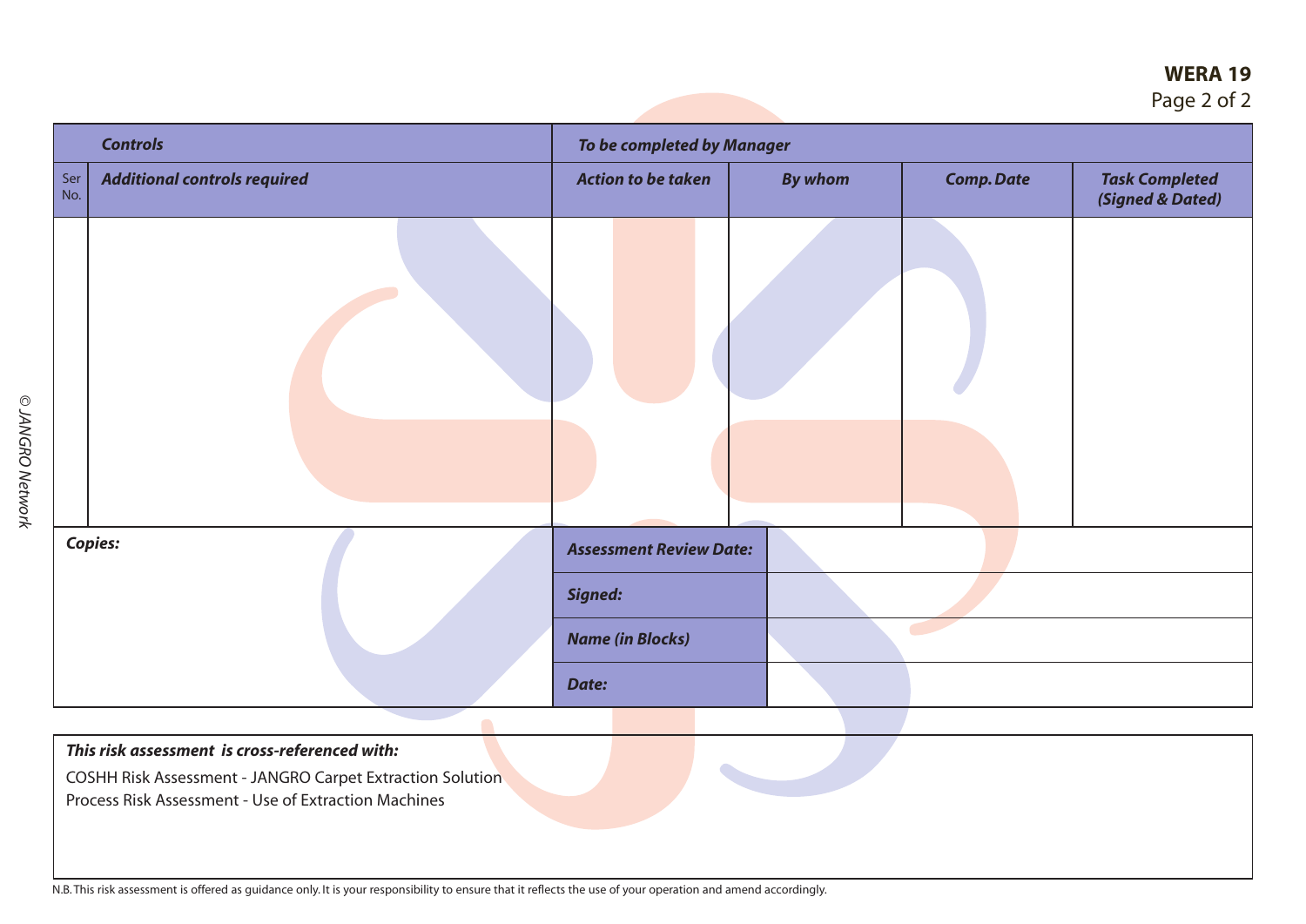**WERA 19**

| Controls | | To be completed by Manager | | | |
|---|---|---|---|---|---|
| Ser No. | ***Additional controls required*** | ***Action to be taken*** | ***By whom*** | ***Comp. Date*** | ***Task Completed (Signed & Dated)*** |
| | | | | | |

| | | |
|---|---|---|
| ***Copies:*** | ***Assessment Review Date:*** | |
| | ***Signed:*** | |
| | ***Name (in Blocks)*** | |
| | ***Date:*** | |

***This risk assessment is cross-referenced with:***

COSHH Risk Assessment - JANGRO Carpet Extraction Solution
Process Risk Assessment - Use of Extraction Machines

N.B. This risk assessment is offered as guidance only. It is your responsibility to ensure that it reflects the use of your operation and amend accordingly.

© JANGRO Network